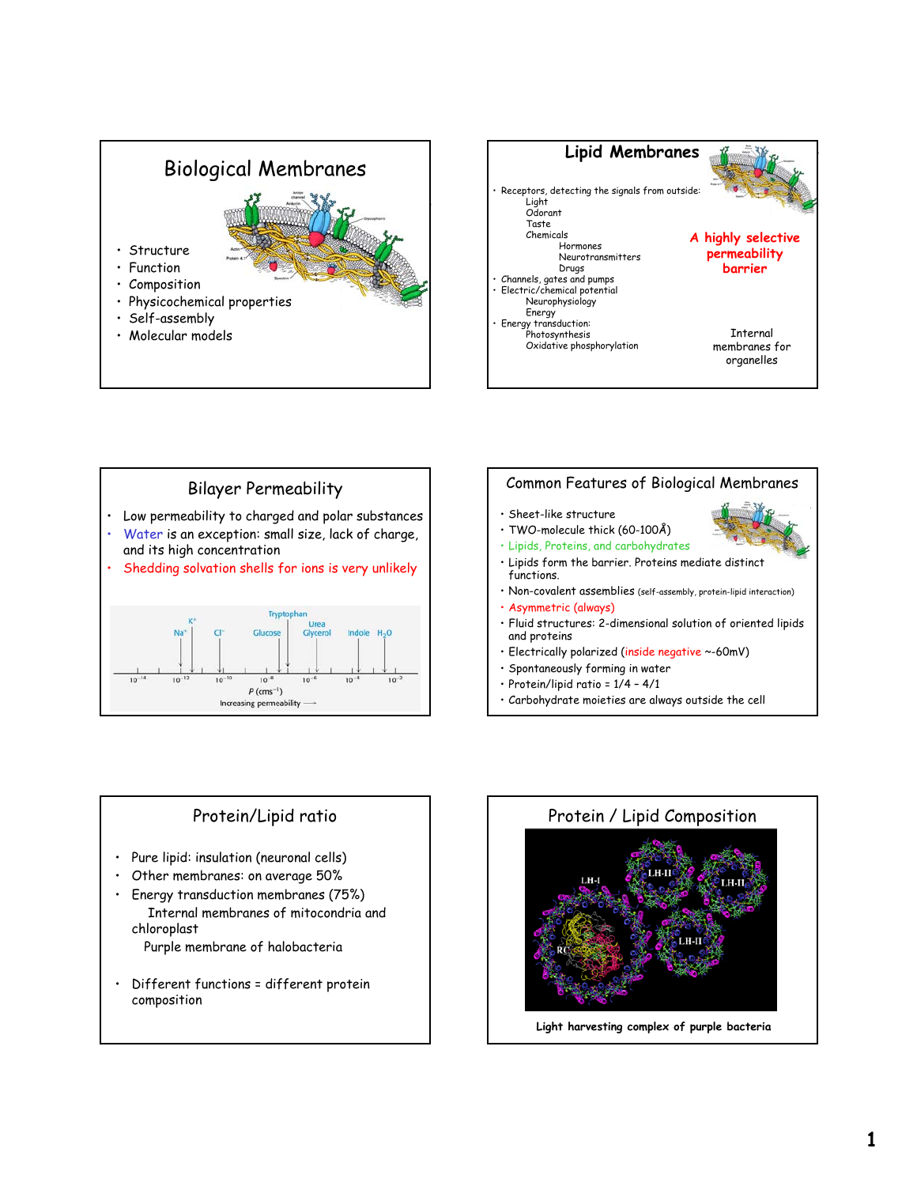## Biological Membranes

- Structure
- Function
- Composition
- Physicochemical properties
- Self-assembly
- Molecular models

## Lipid Membranes

- Receptors, detecting the signals from outside:
  - Light
  - Odorant
  - Taste
  - Chemicals
    - Hormones
    - Neurotransmitters
    - Drugs
- Channels, gates and pumps
- Electric/chemical potential
  - Neurophysiology
  - Energy
- Energy transduction:
  - Photosynthesis
  - Oxidative phosphorylation

**A highly selective permeability barrier**

Internal membranes for organelles

## Bilayer Permeability

- Low permeability to charged and polar substances
- Water is an exception: small size, lack of charge, and its high concentration
- Shedding solvation shells for ions is very unlikely

$Na^+$, $K^+$, $Cl^-$, Glucose, Tryptophan, Urea, Glycerol, Indole, $H_2O$

$10^{-14}$ $10^{-12}$ $10^{-10}$ $10^{-8}$ $10^{-6}$ $10^{-4}$ $10^{-2}$

$P$ ($cms^{-1}$)

Increasing permeability ⟶

## Common Features of Biological Membranes

- Sheet-like structure
- TWO-molecule thick (60-100Å)
- Lipids, Proteins, and carbohydrates
- Lipids form the barrier. Proteins mediate distinct functions.
- Non-covalent assemblies (self-assembly, protein-lipid interaction)
- Asymmetric (always)
- Fluid structures: 2-dimensional solution of oriented lipids and proteins
- Electrically polarized (inside negative ~-60mV)
- Spontaneously forming in water
- Protein/lipid ratio = 1/4 – 4/1
- Carbohydrate moieties are always outside the cell

## Protein/Lipid ratio

- Pure lipid: insulation (neuronal cells)
- Other membranes: on average 50%
- Energy transduction membranes (75%)
  - Internal membranes of mitochondria and chloroplast
  - Purple membrane of halobacteria
- Different functions = different protein composition

## Protein / Lipid Composition

**Light harvesting complex of purple bacteria**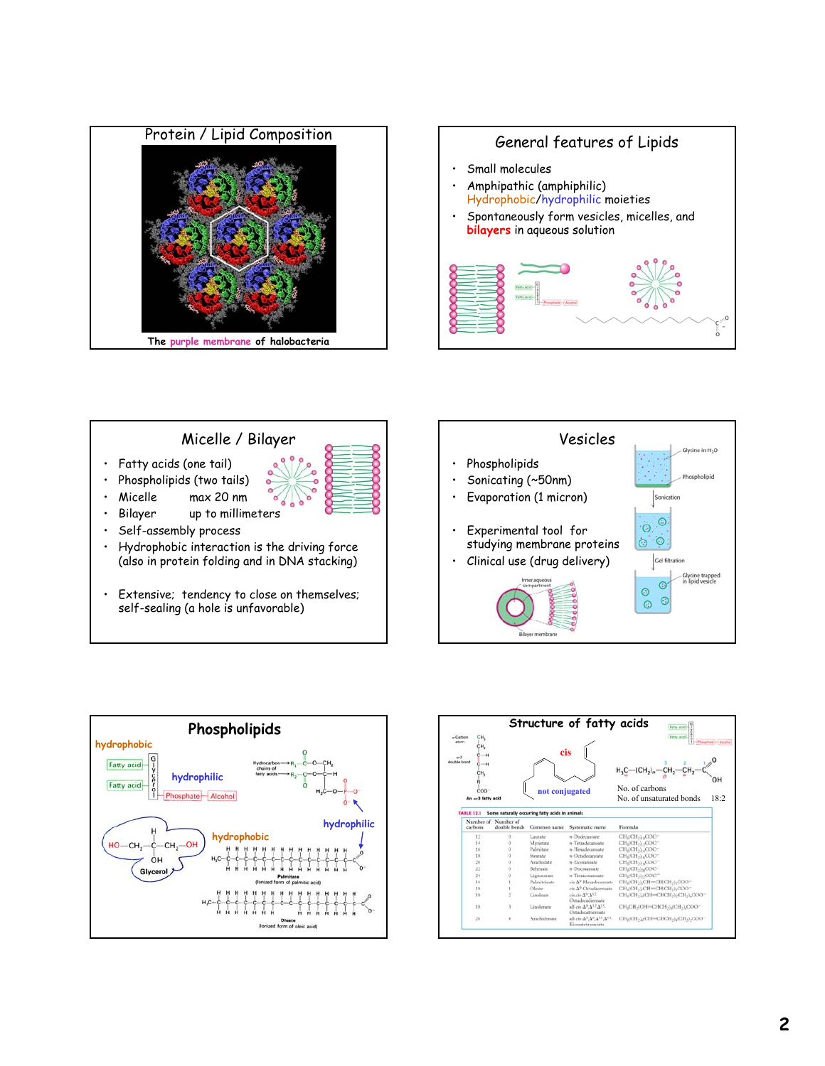## Protein / Lipid Composition

The purple membrane of halobacteria

## General features of Lipids

- Small molecules
- Amphipathic (amphiphilic)
  Hydrophobic/hydrophilic moieties
- Spontaneously form vesicles, micelles, and bilayers in aqueous solution

## Micelle / Bilayer

- Fatty acids (one tail)
- Phospholipids (two tails)
- Micelle max 20 nm
- Bilayer up to millimeters
- Self-assembly process
- Hydrophobic interaction is the driving force (also in protein folding and in DNA stacking)
- Extensive; tendency to close on themselves; self-sealing (a hole is unfavorable)

## Vesicles

- Phospholipids
- Sonicating (~50nm)
- Evaporation (1 micron)
- Experimental tool for studying membrane proteins
- Clinical use (drug delivery)

Glycine in $H_2O$ — Phospholipid — Sonication — Gel filtration — Glycine trapped in lipid vesicle

Inner aqueous compartment — Bilayer membrane

## Phospholipids

hydrophobic — Fatty acid, Fatty acid, Glycerol — hydrophilic — Phosphate — Alcohol

Hydrocarbon chains of fatty acids → $R_1$, $R_2$

Glycerol: HO—$CH_2$—C(H)(OH)—$CH_2$—OH

hydrophobic — hydrophilic

Palmitate (ionized form of palmitic acid)

Oleate (ionized form of oleic acid)

## Structure of fatty acids

cis — not conjugated

$H_3C-(CH_2)_n-CH_2-CH_2-C(=O)OH$

No. of carbons / No. of unsaturated bonds 18:2

An ω-3 fatty acid

TABLE 12.1 Some naturally occurring fatty acids in animals

| Number of carbons | Number of double bonds | Common name | Systematic name | Formula |
|---|---|---|---|---|
| 12 | 0 | Laurate | n-Dodecanoate | $CH_3(CH_2)_{10}COO^-$ |
| 14 | 0 | Myristate | n-Tetradecanoate | $CH_3(CH_2)_{12}COO^-$ |
| 16 | 0 | Palmitate | n-Hexadecanoate | $CH_3(CH_2)_{14}COO^-$ |
| 18 | 0 | Stearate | n-Octadecanoate | $CH_3(CH_2)_{16}COO^-$ |
| 20 | 0 | Arachidate | n-Eicosanoate | $CH_3(CH_2)_{18}COO^-$ |
| 22 | 0 | Behenate | n-Docosanoate | $CH_3(CH_2)_{20}COO^-$ |
| 24 | 0 | Lignocerate | n-Tetracosanoate | $CH_3(CH_2)_{22}COO^-$ |
| 16 | 1 | Palmitoleate | cis-$\Delta^9$-Hexadecenoate | $CH_3(CH_2)_5CH=CH(CH_2)_7COO^-$ |
| 18 | 1 | Oleate | cis-$\Delta^9$-Octadecenoate | $CH_3(CH_2)_7CH=CH(CH_2)_7COO^-$ |
| 18 | 2 | Linoleate | cis,cis-$\Delta^9,\Delta^{12}$-Octadecadienoate | $CH_3(CH_2)_4(CH=CHCH_2)_2(CH_2)_6COO^-$ |
| 18 | 3 | Linolenate | all-cis-$\Delta^9,\Delta^{12},\Delta^{15}$-Octadecatrienoate | $CH_3CH_2(CH=CHCH_2)_3(CH_2)_6COO^-$ |
| 20 | 4 | Arachidonate | all-cis-$\Delta^5,\Delta^8,\Delta^{11},\Delta^{14}$-Eicosatetraenoate | $CH_3(CH_2)_4(CH=CHCH_2)_4(CH_2)_2COO^-$ |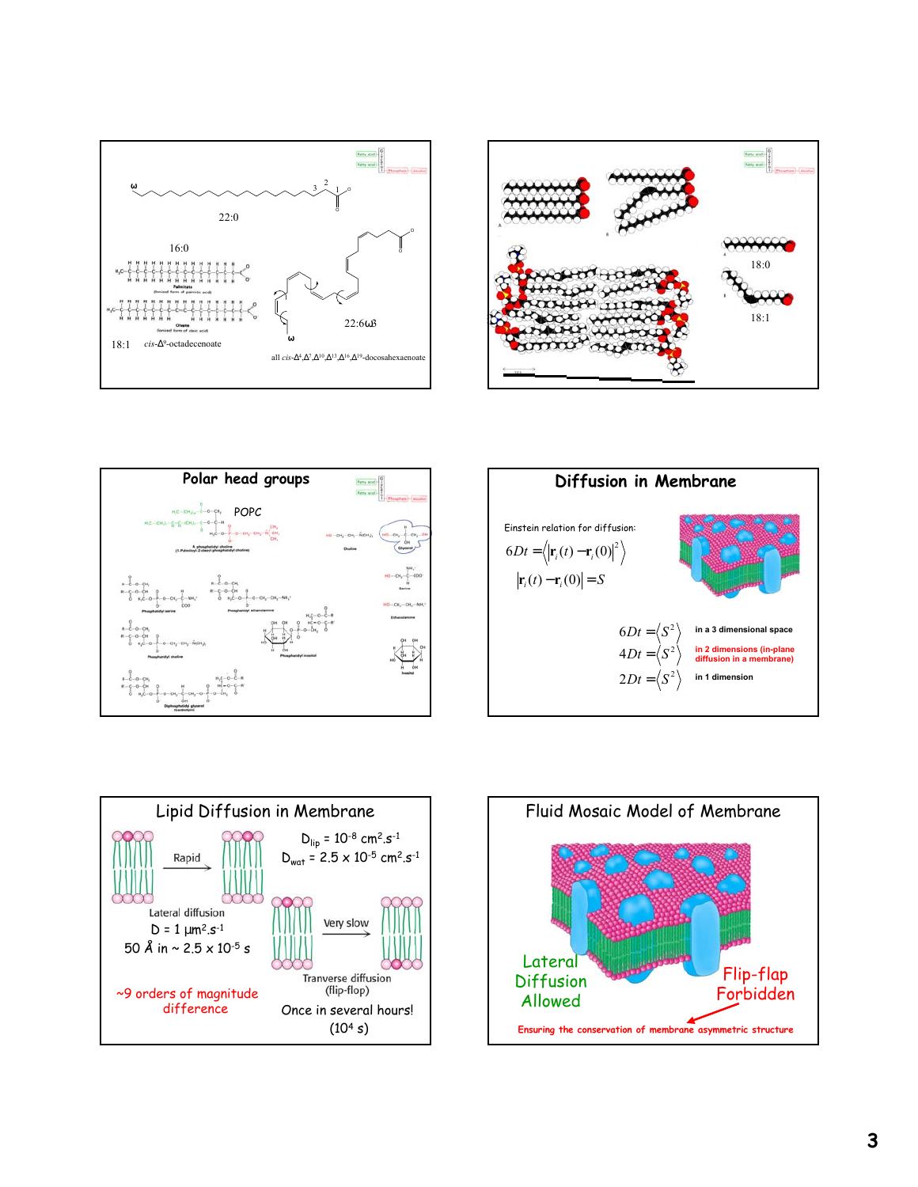22:0

16:0

Palmitate (ionized form of palmitic acid)

Oleate (ionized form of oleic acid)

18:1 *cis*-$\Delta^9$-octadecenoate

22:6ω3

all *cis*-$\Delta^4$,$\Delta^7$,$\Delta^{10}$,$\Delta^{13}$,$\Delta^{16}$,$\Delta^{19}$-docosahexaenoate

18:0

18:1

## Polar head groups

POPC

A phosphatidyl choline (1-Palmitoyl-2-oleoyl phosphatidyl choline)

Choline

Glycerol

Serine

Ethanolamine

Phosphatidyl serine

Phosphatidyl ethanolamine

Phosphatidyl choline

Phosphatidyl inositol

Inositol

Diphosphatidyl glycerol (Cardiolipin)

## Diffusion in Membrane

Einstein relation for diffusion:

$$6Dt = \langle |\mathbf{r}_i(t) - \mathbf{r}_i(0)|^2 \rangle$$

$$|\mathbf{r}_i(t) - \mathbf{r}_i(0)| = S$$

$6Dt = \langle S^2 \rangle$ in a 3 dimensional space

$4Dt = \langle S^2 \rangle$ in 2 dimensions (in-plane diffusion in a membrane)

$2Dt = \langle S^2 \rangle$ in 1 dimension

## Lipid Diffusion in Membrane

$D_{lip} = 10^{-8}\ cm^2.s^{-1}$

$D_{wat} = 2.5 \times 10^{-5}\ cm^2.s^{-1}$

Rapid

Lateral diffusion

$D = 1\ \mu m^2.s^{-1}$

50 Å in ~ $2.5 \times 10^{-5}$ s

Very slow

Tranverse diffusion (flip-flop)

Once in several hours! ($10^4$ s)

~9 orders of magnitude difference

## Fluid Mosaic Model of Membrane

Lateral Diffusion Allowed

Flip-flap Forbidden

Ensuring the conservation of membrane asymmetric structure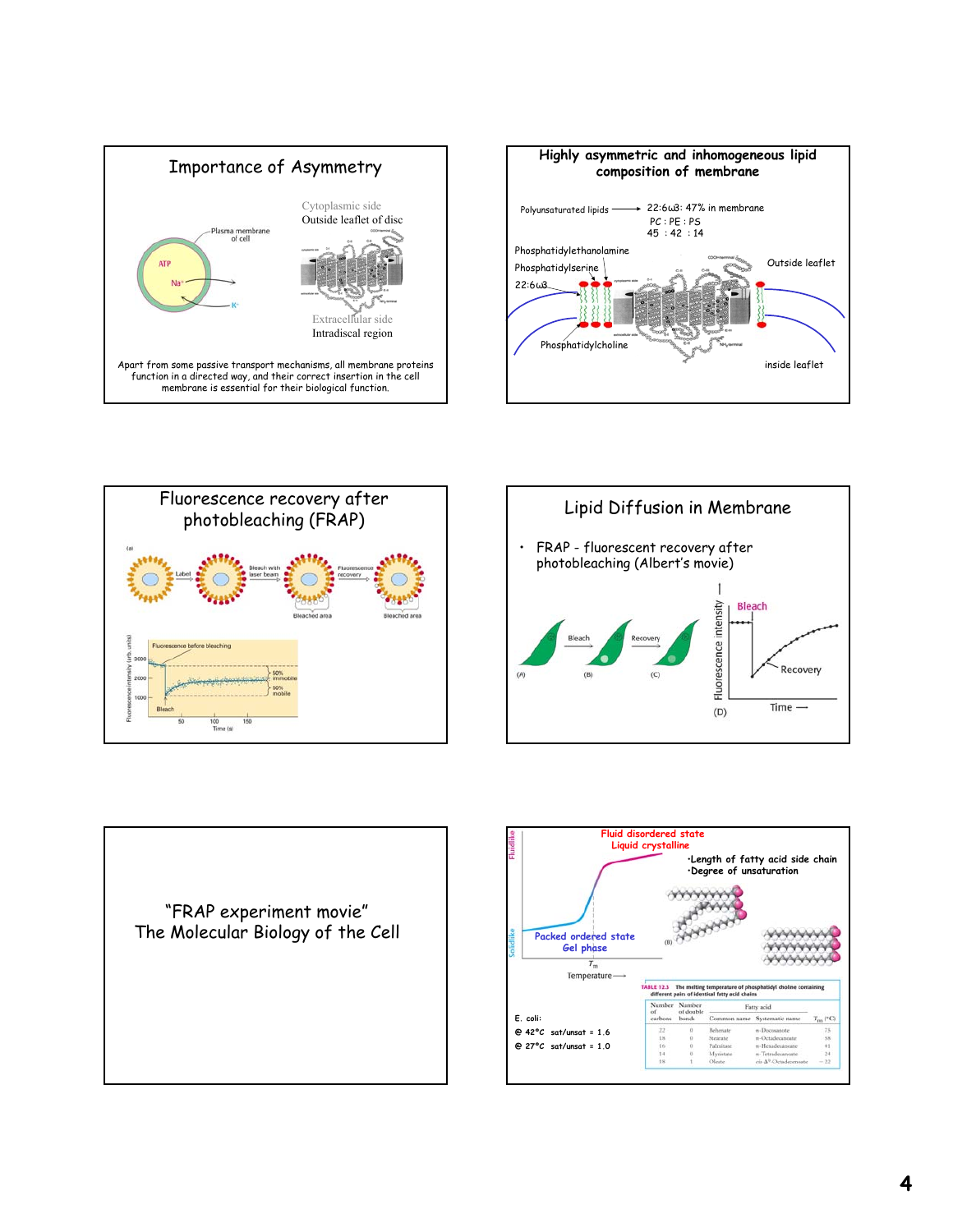## Importance of Asymmetry

Cytoplasmic side
Outside leaflet of disc

Plasma membrane of cell

ATP

$Na^+$

$K^+$

Extracellular side
Intradiscal region

Apart from some passive transport mechanisms, all membrane proteins function in a directed way, and their correct insertion in the cell membrane is essential for their biological function.

## Highly asymmetric and inhomogeneous lipid composition of membrane

Polyunsaturated lipids → 22:6ω3: 47% in membrane

PC : PE : PS
45 : 42 : 14

Phosphatidylethanolamine

Phosphatidylserine

22:6ω3

Phosphatidylcholine

Outside leaflet

inside leaflet

## Fluorescence recovery after photobleaching (FRAP)

(a)

Label → Bleach with laser beam → Fluorescence recovery

Bleached area

Bleached area

Fluorescence before bleaching

50% immobile

50% mobile

Bleach

Fluorescence intensity (arb. units)

Time (s)

## Lipid Diffusion in Membrane

- FRAP - fluorescent recovery after photobleaching (Albert's movie)

(A) Bleach (B) Recovery (C)

(D) Fluorescence intensity — Bleach — Recovery — Time

"FRAP experiment movie"
The Molecular Biology of the Cell

Fluid disordered state
Liquid crystalline

- Length of fatty acid side chain
- Degree of unsaturation

Fluidlike

Solidlike

Packed ordered state
Gel phase

$T_m$

Temperature

(B)

E. coli:

@ 42°C sat/unsat = 1.6

@ 27°C sat/unsat = 1.0

TABLE 12.3 The melting temperature of phosphatidyl choline containing different pairs of identical fatty acid chains

| Number of carbons | Number of double bonds | Fatty acid: Common name | Systematic name | $T_m$ (°C) |
|---|---|---|---|---|
| 22 | 0 | Behenate | n-Docosanoate | 75 |
| 18 | 0 | Stearate | n-Octadecanoate | 58 |
| 16 | 0 | Palmitate | n-Hexadecanoate | 41 |
| 14 | 0 | Myristate | n-Tetradecanoate | 24 |
| 18 | 1 | Oleate | cis-$\Delta^9$-Octadecenoate | −22 |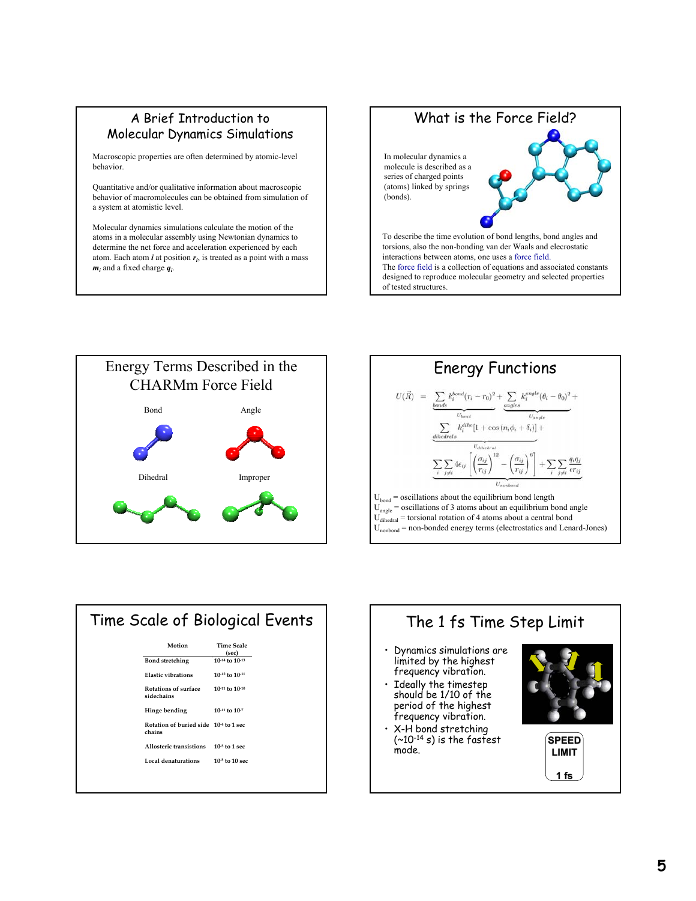## A Brief Introduction to Molecular Dynamics Simulations

Macroscopic properties are often determined by atomic-level behavior.

Quantitative and/or qualitative information about macroscopic behavior of macromolecules can be obtained from simulation of a system at atomistic level.

Molecular dynamics simulations calculate the motion of the atoms in a molecular assembly using Newtonian dynamics to determine the net force and acceleration experienced by each atom. Each atom ***i*** at position $r_i$, is treated as a point with a mass $m_i$ and a fixed charge $q_i$.

## What is the Force Field?

In molecular dynamics a molecule is described as a series of charged points (atoms) linked by springs (bonds).

To describe the time evolution of bond lengths, bond angles and torsions, also the non-bonding van der Waals and elecrostatic interactions between atoms, one uses a force field.

The force field is a collection of equations and associated constants designed to reproduce molecular geometry and selected properties of tested structures.

## Energy Terms Described in the CHARMm Force Field

Bond

Angle

Dihedral

Improper

## Energy Functions

$$U(\vec{R}) = \underbrace{\sum_{bonds} k_i^{bond}(r_i - r_0)^2}_{U_{bond}} + \underbrace{\sum_{angles} k_i^{angle}(\theta_i - \theta_0)^2}_{U_{angle}} + \underbrace{\sum_{dihedrals} k_i^{dihe}[1 + \cos(n_i\phi_i + \delta_i)]}_{U_{dihedral}} + \underbrace{\sum_i \sum_{j \neq i} 4\epsilon_{ij}\left[\left(\frac{\sigma_{ij}}{r_{ij}}\right)^{12} - \left(\frac{\sigma_{ij}}{r_{ij}}\right)^6\right] + \sum_i \sum_{j \neq i} \frac{q_i q_j}{\epsilon r_{ij}}}_{U_{nonbond}}$$

$U_{bond}$ = oscillations about the equilibrium bond length
$U_{angle}$ = oscillations of 3 atoms about an equilibrium bond angle
$U_{dihedral}$ = torsional rotation of 4 atoms about a central bond
$U_{nonbond}$ = non-bonded energy terms (electrostatics and Lenard-Jones)

## Time Scale of Biological Events

| Motion | Time Scale (sec) |
|---|---|
| Bond stretching | $10^{-14}$ to $10^{-13}$ |
| Elastic vibrations | $10^{-12}$ to $10^{-11}$ |
| Rotations of surface sidechains | $10^{-11}$ to $10^{-10}$ |
| Hinge bending | $10^{-11}$ to $10^{-7}$ |
| Rotation of buried side chains | $10^{-4}$ to 1 sec |
| Allosteric transistions | $10^{-5}$ to 1 sec |
| Local denaturations | $10^{-5}$ to 10 sec |

## The 1 fs Time Step Limit

- Dynamics simulations are limited by the highest frequency vibration.
- Ideally the timestep should be 1/10 of the period of the highest frequency vibration.
- X-H bond stretching (~$10^{-14}$ s) is the fastest mode.

SPEED LIMIT

1 fs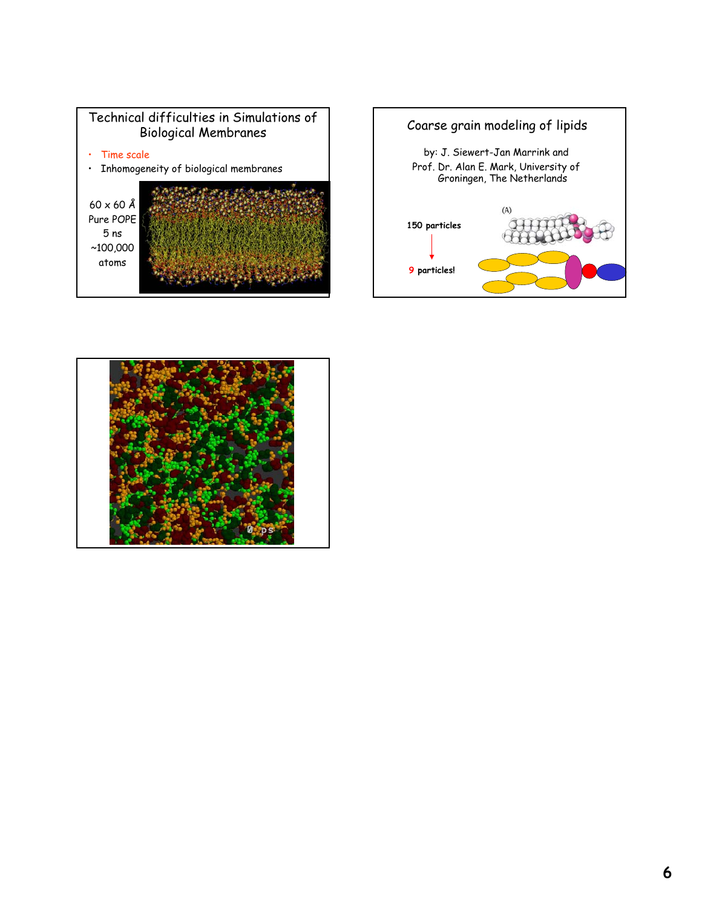## Technical difficulties in Simulations of Biological Membranes

- Time scale
- Inhomogeneity of biological membranes

60 x 60 Å
Pure POPE
5 ns
~100,000
atoms

## Coarse grain modeling of lipids

by: J. Siewert-Jan Marrink and
Prof. Dr. Alan E. Mark, University of Groningen, The Netherlands

150 particles

9 particles!

(A)

0 ps